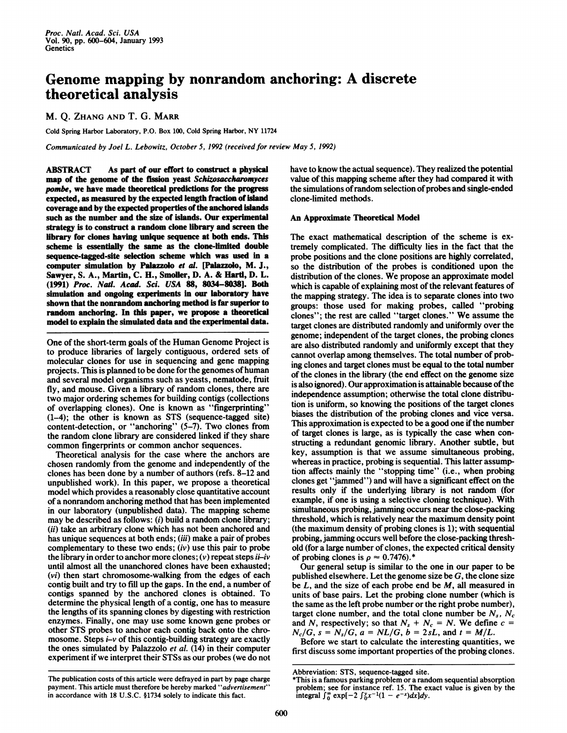# Genome mapping by nonrandom anchoring: A discrete theoretical analysis

M. Q. ZHANG AND T. G. MARR

Cold Spring Harbor Laboratory, P.O. Box 100, Cold Spring Harbor, NY 11724

*Communicated by Joel L. Lebowitz, October 5, 1992 (received for review May 5, 1992)*

**ABSTRACT** **As part of our effort to construct a physical map of the genome of the fission yeast *Schizosaccharomyces pombe*, we have made theoretical predictions for the progress expected, as measured by the expected length fraction of island coverage and by the expected properties of the anchored islands such as the number and the size of islands. Our experimental strategy is to construct a random clone library and screen the library for clones having unique sequence at both ends. This scheme is essentially the same as the clone-limited double sequence-tagged-site selection scheme which was used in a computer simulation by Palazzolo *et al.* [Palazzolo, M. J., Sawyer, S. A., Martin, C. H., Smoller, D. A. & Hartl, D. L. (1991) *Proc. Natl. Acad. Sci. USA* 88, 8034–8038]. Both simulation and ongoing experiments in our laboratory have shown that the nonrandom anchoring method is far superior to random anchoring. In this paper, we propose a theoretical model to explain the simulated data and the experimental data.**

One of the short-term goals of the Human Genome Project is to produce libraries of largely contiguous, ordered sets of molecular clones for use in sequencing and gene mapping projects. This is planned to be done for the genomes of human and several model organisms such as yeasts, nematode, fruit fly, and mouse. Given a library of random clones, there are two major ordering schemes for building contigs (collections of overlapping clones). One is known as "fingerprinting" (1–4); the other is known as STS (sequence-tagged site) content-detection, or "anchoring" (5–7). Two clones from the random clone library are considered linked if they share common fingerprints or common anchor sequences.

Theoretical analysis for the case where the anchors are chosen randomly from the genome and independently of the clones has been done by a number of authors (refs. 8–12 and unpublished work). In this paper, we propose a theoretical model which provides a reasonably close quantitative account of a nonrandom anchoring method that has been implemented in our laboratory (unpublished data). The mapping scheme may be described as follows: (*i*) build a random clone library; (*ii*) take an arbitrary clone which has not been anchored and has unique sequences at both ends; (*iii*) make a pair of probes complementary to these two ends; (*iv*) use this pair to probe the library in order to anchor more clones; (*v*) repeat steps *ii–iv* until almost all the unanchored clones have been exhausted; (*vi*) then start chromosome-walking from the edges of each contig built and try to fill up the gaps. In the end, a number of contigs spanned by the anchored clones is obtained. To determine the physical length of a contig, one has to measure the lengths of its spanning clones by digesting with restriction enzymes. Finally, one may use some known gene probes or other STS probes to anchor each contig back onto the chromosome. Steps *i–v* of this contig-building strategy are exactly the ones simulated by Palazzolo *et al.* (14) in their computer experiment if we interpret their STSs as our probes (we do not have to know the actual sequence). They realized the potential value of this mapping scheme after they had compared it with the simulations of random selection of probes and single-ended clone-limited methods.

## An Approximate Theoretical Model

The exact mathematical description of the scheme is extremely complicated. The difficulty lies in the fact that the probe positions and the clone positions are highly correlated, so the distribution of the probes is conditioned upon the distribution of the clones. We propose an approximate model which is capable of explaining most of the relevant features of the mapping strategy. The idea is to separate clones into two groups: those used for making probes, called "probing clones"; the rest are called "target clones." We assume the target clones are distributed randomly and uniformly over the genome; independent of the target clones, the probing clones are also distributed randomly and uniformly except that they cannot overlap among themselves. The total number of probing clones and target clones must be equal to the total number of the clones in the library (the end effect on the genome size is also ignored). Our approximation is attainable because of the independence assumption; otherwise the total clone distribution is uniform, so knowing the positions of the target clones biases the distribution of the probing clones and vice versa. This approximation is expected to be a good one if the number of target clones is large, as is typically the case when constructing a redundant genomic library. Another subtle, but key, assumption is that we assume simultaneous probing, whereas in practice, probing is sequential. This latter assumption affects mainly the "stopping time" (i.e., when probing clones get "jammed") and will have a significant effect on the results only if the underlying library is not random (for example, if one is using a selective cloning technique). With simultaneous probing, jamming occurs near the close-packing threshold, which is relatively near the maximum density point (the maximum density of probing clones is 1); with sequential probing, jamming occurs well before the close-packing threshold (for a large number of clones, the expected critical density of probing clones is $\rho \approx 0.7476$).*

Our general setup is similar to the one in our paper to be published elsewhere. Let the genome size be $G$, the clone size be $L$, and the size of each probe end be $M$, all measured in units of base pairs. Let the probing clone number (which is the same as the left probe number or the right probe number), target clone number, and the total clone number be $N_s$, $N_c$ and $N$, respectively; so that $N_s + N_c = N$. We define $c = N_c/G$, $s = N_s/G$, $a = NL/G$, $b = 2sL$, and $t = M/L$.

Before we start to calculate the interesting quantities, we first discuss some important properties of the probing clones.

---

The publication costs of this article were defrayed in part by page charge payment. This article must therefore be hereby marked "*advertisement*" in accordance with 18 U.S.C. §1734 solely to indicate this fact.

Abbreviation: STS, sequence-tagged site.

*This is a famous parking problem or a random sequential absorption problem; see for instance ref. 15. The exact value is given by the integral $\int_0^\infty \exp[-2\int_0^y x^{-1}(1 - e^{-x})dx]dy$.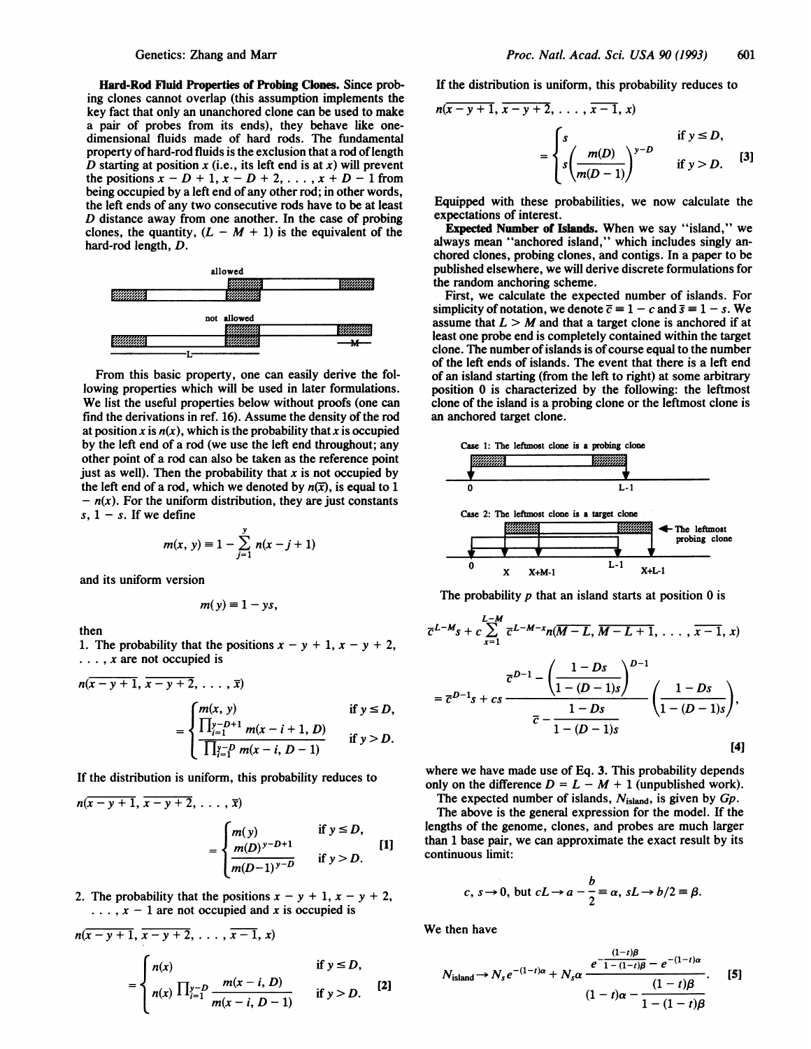**Hard-Rod Fluid Properties of Probing Clones.** Since probing clones cannot overlap (this assumption implements the key fact that only an unanchored clone can be used to make a pair of probes from its ends), they behave like one-dimensional fluids made of hard rods. The fundamental property of hard-rod fluids is the exclusion that a rod of length $D$ starting at position $x$ (i.e., its left end is at $x$) will prevent the positions $x - D + 1, x - D + 2, \ldots, x + D - 1$ from being occupied by a left end of any other rod; in other words, the left ends of any two consecutive rods have to be at least $D$ distance away from one another. In the case of probing clones, the quantity, $(L - M + 1)$ is the equivalent of the hard-rod length, $D$.

allowed

not allowed

L M

From this basic property, one can easily derive the following properties which will be used in later formulations. We list the useful properties below without proofs (one can find the derivations in ref. 16). Assume the density of the rod at position $x$ is $n(x)$, which is the probability that $x$ is occupied by the left end of a rod (we use the left end throughout; any other point of a rod can also be taken as the reference point just as well). Then the probability that $x$ is not occupied by the left end of a rod, which we denoted by $n(\bar{x})$, is equal to $1 - n(x)$. For the uniform distribution, they are just constants $s$, $1 - s$. If we define

$$m(x, y) \equiv 1 - \sum_{j=1}^{y} n(x - j + 1)$$

and its uniform version

$$m(y) \equiv 1 - ys,$$

then

1. The probability that the positions $x - y + 1, x - y + 2, \ldots, x$ are not occupied is

$$n(\overline{x-y+1}, \overline{x-y+2}, \ldots, \bar{x}) = \begin{cases} m(x, y) & \text{if } y \le D, \\ \dfrac{\prod_{i=1}^{y-D+1} m(x - i + 1, D)}{\prod_{i=1}^{y-D} m(x - i, D - 1)} & \text{if } y > D. \end{cases}$$

If the distribution is uniform, this probability reduces to

$$n(\overline{x-y+1}, \overline{x-y+2}, \ldots, \bar{x}) = \begin{cases} m(y) & \text{if } y \le D, \\ \dfrac{m(D)^{y-D+1}}{m(D-1)^{y-D}} & \text{if } y > D. \end{cases} \quad [1]$$

2. The probability that the positions $x - y + 1, x - y + 2, \ldots, x - 1$ are not occupied and $x$ is occupied is

$$n(\overline{x-y+1}, \overline{x-y+2}, \ldots, \overline{x-1}, x) = \begin{cases} n(x) & \text{if } y \le D, \\ n(x) \prod_{i=1}^{y-D} \dfrac{m(x - i, D)}{m(x - i, D - 1)} & \text{if } y > D. \end{cases} \quad [2]$$

If the distribution is uniform, this probability reduces to

$$n(\overline{x-y+1}, \overline{x-y+2}, \ldots, \overline{x-1}, x) = \begin{cases} s & \text{if } y \le D, \\ s\left(\dfrac{m(D)}{m(D-1)}\right)^{y-D} & \text{if } y > D. \end{cases} \quad [3]$$

Equipped with these probabilities, we now calculate the expectations of interest.

**Expected Number of Islands.** When we say "island," we always mean "anchored island," which includes singly anchored clones, probing clones, and contigs. In a paper to be published elsewhere, we will derive discrete formulations for the random anchoring scheme.

First, we calculate the expected number of islands. For simplicity of notation, we denote $\bar{c} \equiv 1 - c$ and $\bar{s} \equiv 1 - s$. We assume that $L > M$ and that a target clone is anchored if at least one probe end is completely contained within the target clone. The number of islands is of course equal to the number of the left ends of islands. The event that there is a left end of an island starting (from the left to right) at some arbitrary position 0 is characterized by the following: the leftmost clone of the island is a probing clone or the leftmost clone is an anchored target clone.

Case 1: The leftmost clone is a probing clone

0 L-1

Case 2: The leftmost clone is a target clone

← The leftmost probing clone

0 X X+M-1 L-1 X+L-1

The probability $p$ that an island starts at position 0 is

$$\bar{c}^{L-M}s + c\sum_{x=1}^{L-M} \bar{c}^{L-M-x} n(\overline{M-L}, \overline{M-L+1}, \ldots, \overline{x-1}, x)$$

$$= \bar{c}^{D-1}s + cs\,\frac{\bar{c}^{D-1} - \left(\dfrac{1 - Ds}{1 - (D-1)s}\right)^{D-1}}{\bar{c} - \dfrac{1 - Ds}{1 - (D-1)s}}\left(\frac{1 - Ds}{1 - (D-1)s}\right), \quad [4]$$

where we have made use of Eq. 3. This probability depends only on the difference $D = L - M + 1$ (unpublished work).

The expected number of islands, $N_{\text{island}}$, is given by $Gp$.

The above is the general expression for the model. If the lengths of the genome, clones, and probes are much larger than 1 base pair, we can approximate the exact result by its continuous limit:

$$c, s \to 0, \text{ but } cL \to a - \frac{b}{2} \equiv \alpha,\ sL \to b/2 \equiv \beta.$$

We then have

$$N_{\text{island}} \to N_s e^{-(1-t)\alpha} + N_s\alpha\,\frac{e^{-\frac{(1-t)\beta}{1-(1-t)\beta}} - e^{-(1-t)\alpha}}{(1-t)\alpha - \dfrac{(1-t)\beta}{1-(1-t)\beta}}. \quad [5]$$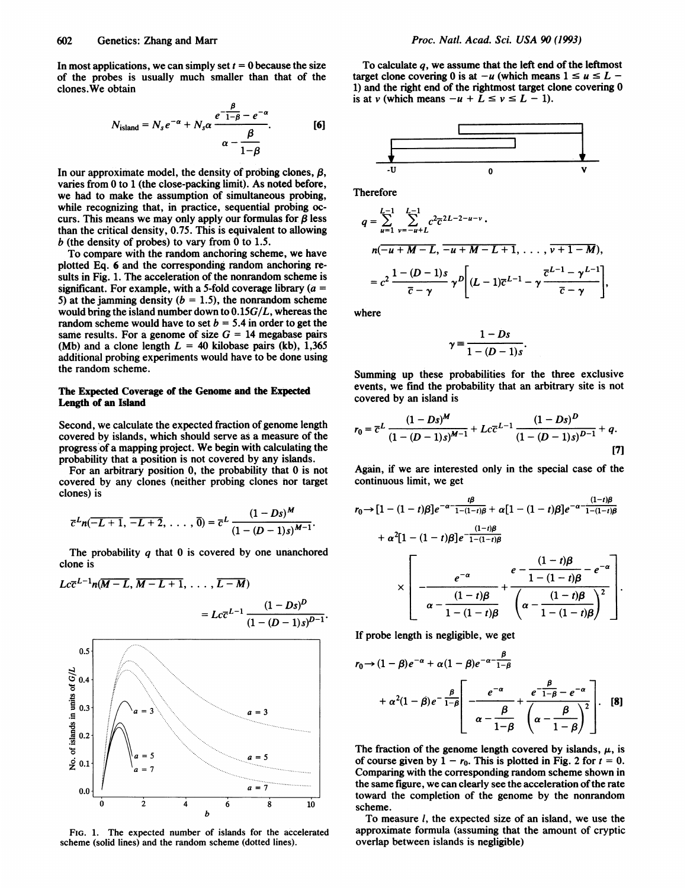In most applications, we can simply set $t = 0$ because the size of the probes is usually much smaller than that of the clones. We obtain

$$N_{\text{island}} = N_s e^{-\alpha} + N_s \alpha \frac{e^{-\frac{\beta}{1-\beta}} - e^{-\alpha}}{\alpha - \frac{\beta}{1-\beta}}. \quad [6]$$

In our approximate model, the density of probing clones, $\beta$, varies from 0 to 1 (the close-packing limit). As noted before, we had to make the assumption of simultaneous probing, while recognizing that, in practice, sequential probing occurs. This means we may only apply our formulas for $\beta$ less than the critical density, 0.75. This is equivalent to allowing $b$ (the density of probes) to vary from 0 to 1.5.

To compare with the random anchoring scheme, we have plotted Eq. 6 and the corresponding random anchoring results in Fig. 1. The acceleration of the nonrandom scheme is significant. For example, with a 5-fold coverage library ($a = 5$) at the jamming density ($b = 1.5$), the nonrandom scheme would bring the island number down to $0.15G/L$, whereas the random scheme would have to set $b = 5.4$ in order to get the same results. For a genome of size $G = 14$ megabase pairs (Mb) and a clone length $L = 40$ kilobase pairs (kb), 1,365 additional probing experiments would have to be done using the random scheme.

FIG. 1. The expected number of islands for the accelerated scheme (solid lines) and the random scheme (dotted lines).

### The Expected Coverage of the Genome and the Expected Length of an Island

Second, we calculate the expected fraction of genome length covered by islands, which should serve as a measure of the progress of a mapping project. We begin with calculating the probability that a position is not covered by any islands.

For an arbitrary position 0, the probability that 0 is not covered by any clones (neither probing clones nor target clones) is

$$\bar{c}^L n(\overline{-L+1}, \overline{-L+2}, \ldots, \bar{0}) = \bar{c}^L \frac{(1-Ds)^M}{(1-(D-1)s)^{M-1}}.$$

The probability $q$ that 0 is covered by one unanchored clone is

$$Lc\bar{c}^{L-1} n(\overline{M-L}, \overline{M-L+1}, \ldots, \overline{L-M})$$

$$= Lc\bar{c}^{L-1} \frac{(1-Ds)^D}{(1-(D-1)s)^{D-1}}.$$

To calculate $q$, we assume that the left end of the leftmost target clone covering 0 is at $-u$ (which means $1 \le u \le L - 1$) and the right end of the rightmost target clone covering 0 is at $v$ (which means $-u + L \le v \le L - 1$).

Therefore

$$q = \sum_{u=1}^{L-1} \sum_{v=-u+L}^{L-1} c^2 \bar{c}^{2L-2-u-v}.$$

$$n(\overline{-u+M-L}, \overline{-u+M-L+1}, \ldots, \overline{v+1-M}),$$

$$= c^2 \frac{1-(D-1)s}{\bar{c}-\gamma} \gamma^D \left[ (L-1)\bar{c}^{L-1} - \gamma \frac{\bar{c}^{L-1} - \gamma^{L-1}}{\bar{c}-\gamma} \right],$$

where

$$\gamma \equiv \frac{1-Ds}{1-(D-1)s}.$$

Summing up these probabilities for the three exclusive events, we find the probability that an arbitrary site is not covered by an island is

$$r_0 = \bar{c}^L \frac{(1-Ds)^M}{(1-(D-1)s)^{M-1}} + Lc\bar{c}^{L-1} \frac{(1-Ds)^D}{(1-(D-1)s)^{D-1}} + q. \quad [7]$$

Again, if we are interested only in the special case of the continuous limit, we get

$$r_0 \to [1-(1-t)\beta] e^{-\alpha - \frac{t\beta}{1-(1-t)\beta}} + \alpha[1-(1-t)\beta] e^{-\alpha - \frac{(1-t)\beta}{1-(1-t)\beta}}$$

$$+ \alpha^2 [1-(1-t)\beta] e^{-\frac{(1-t)\beta}{1-(1-t)\beta}} \times \left[ -\frac{e^{-\alpha}}{\alpha - \frac{(1-t)\beta}{1-(1-t)\beta}} + \frac{e^{-\frac{(1-t)\beta}{1-(1-t)\beta}} - e^{-\alpha}}{\left(\alpha - \frac{(1-t)\beta}{1-(1-t)\beta}\right)^2} \right].$$

If probe length is negligible, we get

$$r_0 \to (1-\beta)e^{-\alpha} + \alpha(1-\beta)e^{-\alpha - \frac{\beta}{1-\beta}}$$

$$+ \alpha^2(1-\beta)e^{-\frac{\beta}{1-\beta}} \left[ -\frac{e^{-\alpha}}{\alpha - \frac{\beta}{1-\beta}} + \frac{e^{-\frac{\beta}{1-\beta}} - e^{-\alpha}}{\left(\alpha - \frac{\beta}{1-\beta}\right)^2} \right]. \quad [8]$$

The fraction of the genome length covered by islands, $\mu$, is of course given by $1 - r_0$. This is plotted in Fig. 2 for $t = 0$. Comparing with the corresponding random scheme shown in the same figure, we can clearly see the acceleration of the rate toward the completion of the genome by the nonrandom scheme.

To measure $l$, the expected size of an island, we use the approximate formula (assuming that the amount of cryptic overlap between islands is negligible)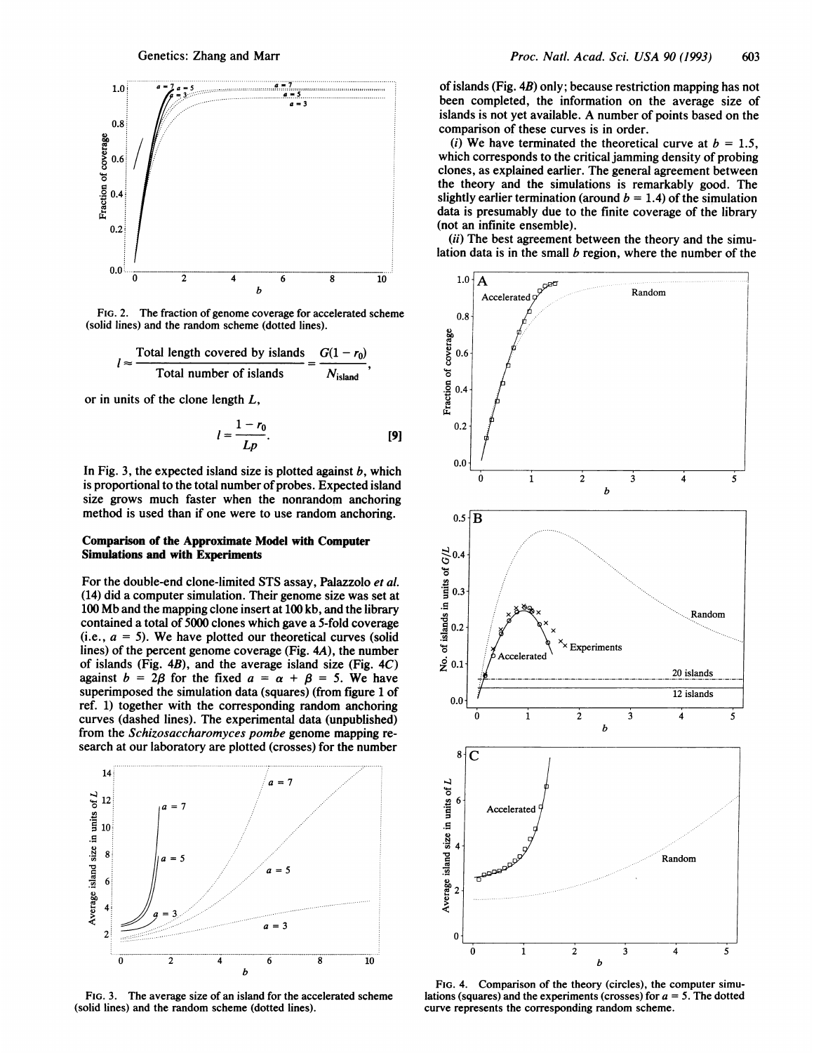FIG. 2. The fraction of genome coverage for accelerated scheme (solid lines) and the random scheme (dotted lines).

$$l \approx \frac{\text{Total length covered by islands}}{\text{Total number of islands}} = \frac{G(1 - r_0)}{N_{\text{island}}},$$

or in units of the clone length $L$,

$$l = \frac{1 - r_0}{Lp}. \quad [9]$$

In Fig. 3, the expected island size is plotted against $b$, which is proportional to the total number of probes. Expected island size grows much faster when the nonrandom anchoring method is used than if one were to use random anchoring.

## Comparison of the Approximate Model with Computer Simulations and with Experiments

For the double-end clone-limited STS assay, Palazzolo *et al.* (14) did a computer simulation. Their genome size was set at 100 Mb and the mapping clone insert at 100 kb, and the library contained a total of 5000 clones which gave a 5-fold coverage (i.e., $a = 5$). We have plotted our theoretical curves (solid lines) of the percent genome coverage (Fig. 4*A*), the number of islands (Fig. 4*B*), and the average island size (Fig. 4*C*) against $b = 2\beta$ for the fixed $a = \alpha + \beta = 5$. We have superimposed the simulation data (squares) (from figure 1 of ref. 1) together with the corresponding random anchoring curves (dashed lines). The experimental data (unpublished) from the *Schizosaccharomyces pombe* genome mapping research at our laboratory are plotted (crosses) for the number of islands (Fig. 4*B*) only; because restriction mapping has not been completed, the information on the average size of islands is not yet available. A number of points based on the comparison of these curves is in order.

(*i*) We have terminated the theoretical curve at $b = 1.5$, which corresponds to the critical jamming density of probing clones, as explained earlier. The general agreement between the theory and the simulations is remarkably good. The slightly earlier termination (around $b = 1.4$) of the simulation data is presumably due to the finite coverage of the library (not an infinite ensemble).

(*ii*) The best agreement between the theory and the simulation data is in the small $b$ region, where the number of the

FIG. 3. The average size of an island for the accelerated scheme (solid lines) and the random scheme (dotted lines).

FIG. 4. Comparison of the theory (circles), the computer simulations (squares) and the experiments (crosses) for $a = 5$. The dotted curve represents the corresponding random scheme.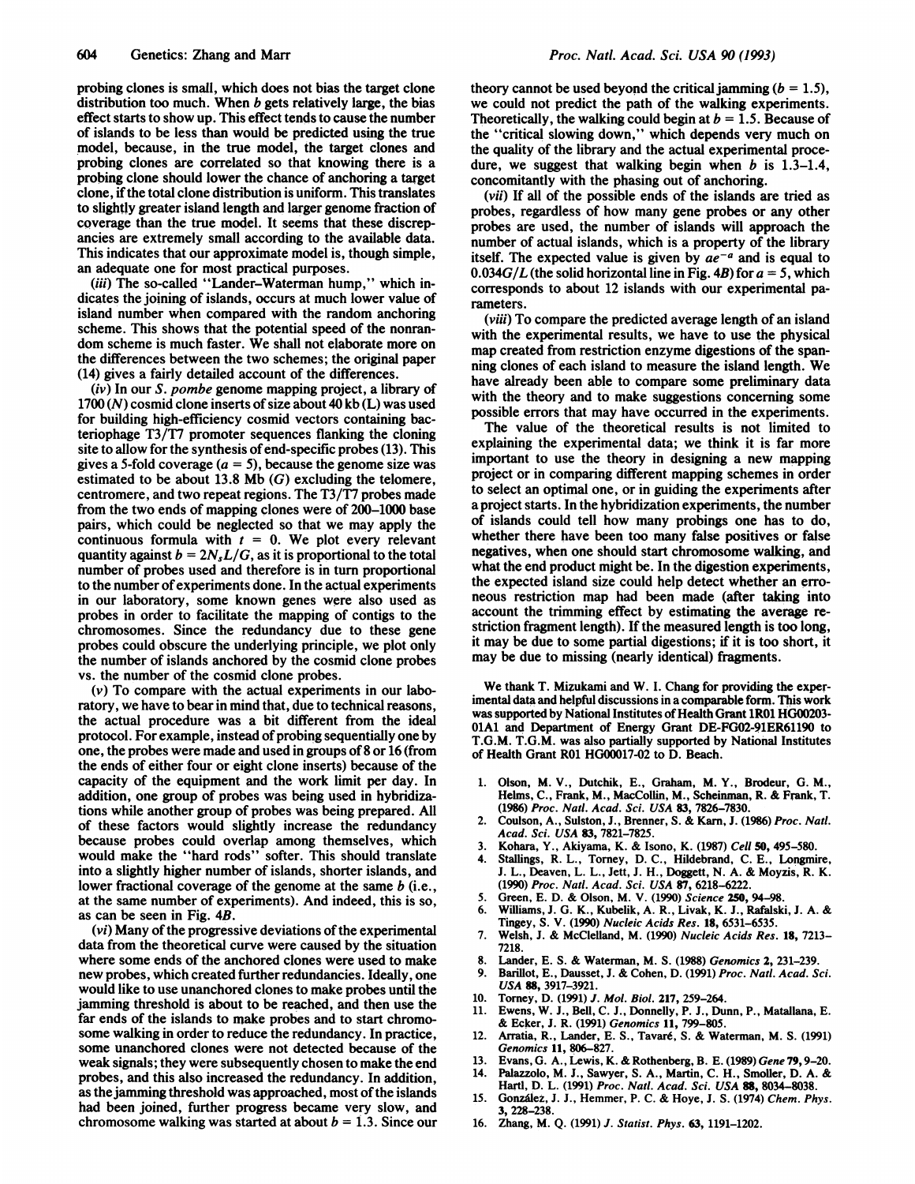probing clones is small, which does not bias the target clone distribution too much. When $b$ gets relatively large, the bias effect starts to show up. This effect tends to cause the number of islands to be less than would be predicted using the true model, because, in the true model, the target clones and probing clones are correlated so that knowing there is a probing clone should lower the chance of anchoring a target clone, if the total clone distribution is uniform. This translates to slightly greater island length and larger genome fraction of coverage than the true model. It seems that these discrepancies are extremely small according to the available data. This indicates that our approximate model is, though simple, an adequate one for most practical purposes.

(*iii*) The so-called "Lander–Waterman hump," which indicates the joining of islands, occurs at much lower value of island number when compared with the random anchoring scheme. This shows that the potential speed of the nonrandom scheme is much faster. We shall not elaborate more on the differences between the two schemes; the original paper (14) gives a fairly detailed account of the differences.

(*iv*) In our *S. pombe* genome mapping project, a library of 1700 ($N$) cosmid clone inserts of size about 40 kb (L) was used for building high-efficiency cosmid vectors containing bacteriophage T3/T7 promoter sequences flanking the cloning site to allow for the synthesis of end-specific probes (13). This gives a 5-fold coverage ($a = 5$), because the genome size was estimated to be about 13.8 Mb ($G$) excluding the telomere, centromere, and two repeat regions. The T3/T7 probes made from the two ends of mapping clones were of 200–1000 base pairs, which could be neglected so that we may apply the continuous formula with $t = 0$. We plot every relevant quantity against $b = 2N_sL/G$, as it is proportional to the total number of probes used and therefore is in turn proportional to the number of experiments done. In the actual experiments in our laboratory, some known genes were also used as probes in order to facilitate the mapping of contigs to the chromosomes. Since the redundancy due to these gene probes could obscure the underlying principle, we plot only the number of islands anchored by the cosmid clone probes vs. the number of the cosmid clone probes.

(*v*) To compare with the actual experiments in our laboratory, we have to bear in mind that, due to technical reasons, the actual procedure was a bit different from the ideal protocol. For example, instead of probing sequentially one by one, the probes were made and used in groups of 8 or 16 (from the ends of either four or eight clone inserts) because of the capacity of the equipment and the work limit per day. In addition, one group of probes was being used in hybridizations while another group of probes was being prepared. All of these factors would slightly increase the redundancy because probes could overlap among themselves, which would make the "hard rods" softer. This should translate into a slightly higher number of islands, shorter islands, and lower fractional coverage of the genome at the same $b$ (i.e., at the same number of experiments). And indeed, this is so, as can be seen in Fig. 4*B*.

(*vi*) Many of the progressive deviations of the experimental data from the theoretical curve were caused by the situation where some ends of the anchored clones were used to make new probes, which created further redundancies. Ideally, one would like to use unanchored clones to make probes until the jamming threshold is about to be reached, and then use the far ends of the islands to make probes and to start chromosome walking in order to reduce the redundancy. In practice, some unanchored clones were not detected because of the weak signals; they were subsequently chosen to make the end probes, and this also increased the redundancy. In addition, as the jamming threshold was approached, most of the islands had been joined, further progress became very slow, and chromosome walking was started at about $b = 1.3$. Since our theory cannot be used beyond the critical jamming ($b = 1.5$), we could not predict the path of the walking experiments. Theoretically, the walking could begin at $b = 1.5$. Because of the "critical slowing down," which depends very much on the quality of the library and the actual experimental procedure, we suggest that walking begin when $b$ is 1.3–1.4, concomitantly with the phasing out of anchoring.

(*vii*) If all of the possible ends of the islands are tried as probes, regardless of how many gene probes or any other probes are used, the number of islands will approach the number of actual islands, which is a property of the library itself. The expected value is given by $ae^{-a}$ and is equal to $0.034G/L$ (the solid horizontal line in Fig. 4*B*) for $a = 5$, which corresponds to about 12 islands with our experimental parameters.

(*viii*) To compare the predicted average length of an island with the experimental results, we have to use the physical map created from restriction enzyme digestions of the spanning clones of each island to measure the island length. We have already been able to compare some preliminary data with the theory and to make suggestions concerning some possible errors that may have occurred in the experiments.

The value of the theoretical results is not limited to explaining the experimental data; we think it is far more important to use the theory in designing a new mapping project or in comparing different mapping schemes in order to select an optimal one, or in guiding the experiments after a project starts. In the hybridization experiments, the number of islands could tell how many probings one has to do, whether there have been too many false positives or false negatives, when one should start chromosome walking, and what the end product might be. In the digestion experiments, the expected island size could help detect whether an erroneous restriction map had been made (after taking into account the trimming effect by estimating the average restriction fragment length). If the measured length is too long, it may be due to some partial digestions; if it is too short, it may be due to missing (nearly identical) fragments.

We thank T. Mizukami and W. I. Chang for providing the experimental data and helpful discussions in a comparable form. This work was supported by National Institutes of Health Grant 1R01 HG00203-01A1 and Department of Energy Grant DE-FG02-91ER61190 to T.G.M. T.G.M. was also partially supported by National Institutes of Health Grant R01 HG00017-02 to D. Beach.

1. Olson, M. V., Dutchik, E., Graham, M. Y., Brodeur, G. M., Helms, C., Frank, M., MacCollin, M., Scheinman, R. & Frank, T. (1986) *Proc. Natl. Acad. Sci. USA* **83**, 7826–7830.
2. Coulson, A., Sulston, J., Brenner, S. & Karn, J. (1986) *Proc. Natl. Acad. Sci. USA* **83**, 7821–7825.
3. Kohara, Y., Akiyama, K. & Isono, K. (1987) *Cell* **50**, 495–580.
4. Stallings, R. L., Torney, D. C., Hildebrand, C. E., Longmire, J. L., Deaven, L. L., Jett, J. H., Doggett, N. A. & Moyzis, R. K. (1990) *Proc. Natl. Acad. Sci. USA* **87**, 6218–6222.
5. Green, E. D. & Olson, M. V. (1990) *Science* **250**, 94–98.
6. Williams, J. G. K., Kubelik, A. R., Livak, K. J., Rafalski, J. A. & Tingey, S. V. (1990) *Nucleic Acids Res.* **18**, 6531–6535.
7. Welsh, J. & McClelland, M. (1990) *Nucleic Acids Res.* **18**, 7213–7218.
8. Lander, E. S. & Waterman, M. S. (1988) *Genomics* **2**, 231–239.
9. Barillot, E., Dausset, J. & Cohen, D. (1991) *Proc. Natl. Acad. Sci. USA* **88**, 3917–3921.
10. Torney, D. (1991) *J. Mol. Biol.* **217**, 259–264.
11. Ewens, W. J., Bell, C. J., Donnelly, P. J., Dunn, P., Matallana, E. & Ecker, J. R. (1991) *Genomics* **11**, 799–805.
12. Arratia, R., Lander, E. S., Tavaré, S. & Waterman, M. S. (1991) *Genomics* **11**, 806–827.
13. Evans, G. A., Lewis, K. & Rothenberg, B. E. (1989) *Gene* **79**, 9–20.
14. Palazzolo, M. J., Sawyer, S. A., Martin, C. H., Smoller, D. A. & Hartl, D. L. (1991) *Proc. Natl. Acad. Sci. USA* **88**, 8034–8038.
15. González, J. J., Hemmer, P. C. & Hoye, J. S. (1974) *Chem. Phys.* **3**, 228–238.
16. Zhang, M. Q. (1991) *J. Statist. Phys.* **63**, 1191–1202.